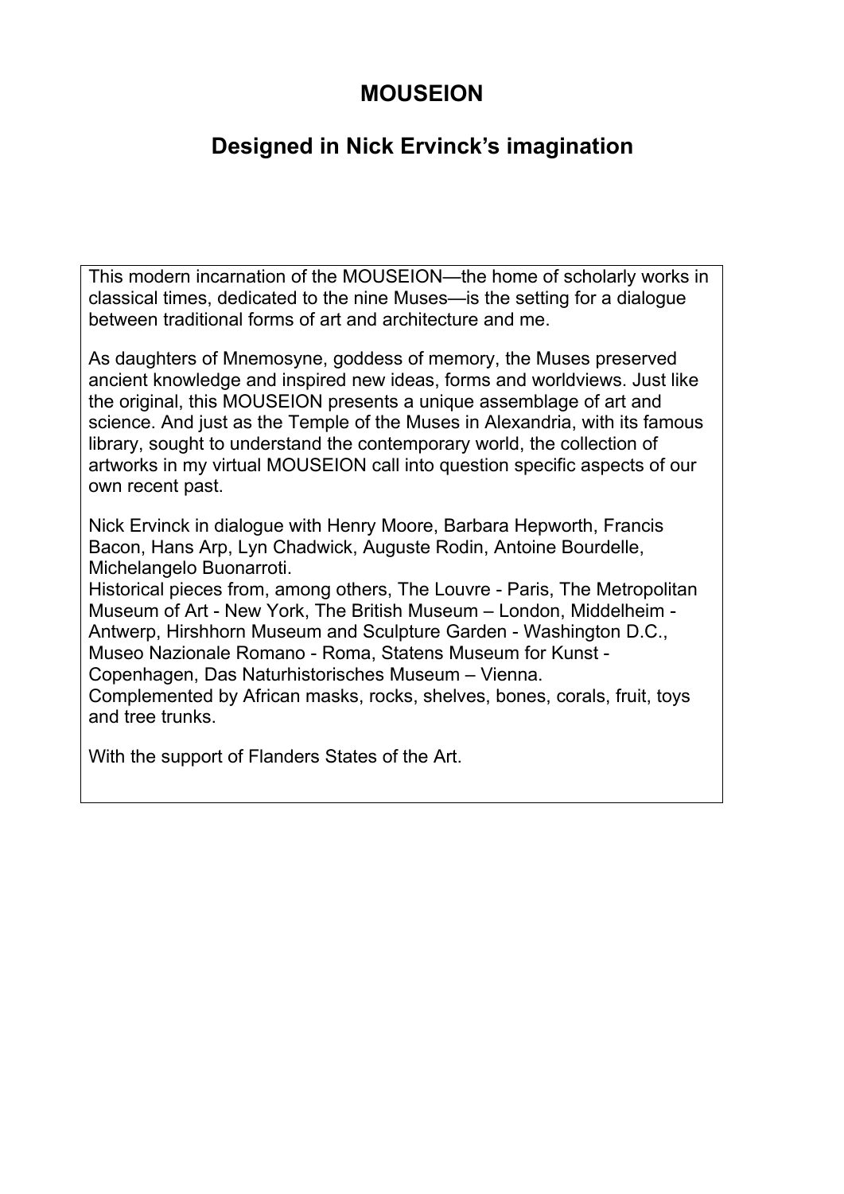# MOUSEION

## Designed in Nick Ervinck's imagination

This modern incarnation of the MOUSEION—the home of scholarly works in classical times, dedicated to the nine Muses—is the setting for a dialogue between traditional forms of art and architecture and me.

As daughters of Mnemosyne, goddess of memory, the Muses preserved ancient knowledge and inspired new ideas, forms and worldviews. Just like the original, this MOUSEION presents a unique assemblage of art and science. And just as the Temple of the Muses in Alexandria, with its famous library, sought to understand the contemporary world, the collection of artworks in my virtual MOUSEION call into question specific aspects of our own recent past.

Nick Ervinck in dialogue with Henry Moore, Barbara Hepworth, Francis Bacon, Hans Arp, Lyn Chadwick, Auguste Rodin, Antoine Bourdelle, Michelangelo Buonarroti.
Historical pieces from, among others, The Louvre - Paris, The Metropolitan Museum of Art - New York, The British Museum – London, Middelheim - Antwerp, Hirshhorn Museum and Sculpture Garden - Washington D.C., Museo Nazionale Romano - Roma, Statens Museum for Kunst - Copenhagen, Das Naturhistorisches Museum – Vienna.
Complemented by African masks, rocks, shelves, bones, corals, fruit, toys and tree trunks.

With the support of Flanders States of the Art.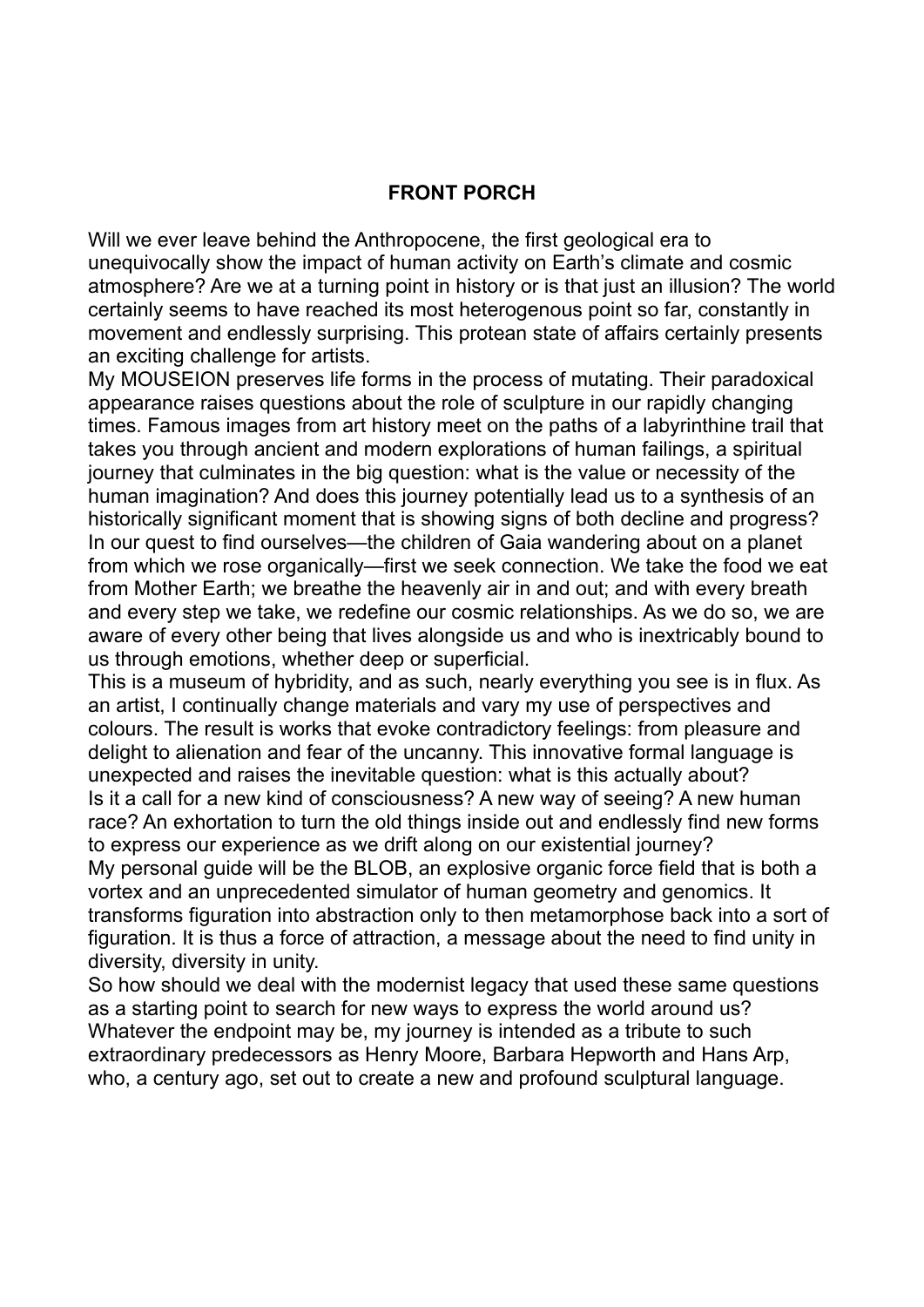## FRONT PORCH

Will we ever leave behind the Anthropocene, the first geological era to unequivocally show the impact of human activity on Earth's climate and cosmic atmosphere? Are we at a turning point in history or is that just an illusion? The world certainly seems to have reached its most heterogenous point so far, constantly in movement and endlessly surprising. This protean state of affairs certainly presents an exciting challenge for artists.

My MOUSEION preserves life forms in the process of mutating. Their paradoxical appearance raises questions about the role of sculpture in our rapidly changing times. Famous images from art history meet on the paths of a labyrinthine trail that takes you through ancient and modern explorations of human failings, a spiritual journey that culminates in the big question: what is the value or necessity of the human imagination? And does this journey potentially lead us to a synthesis of an historically significant moment that is showing signs of both decline and progress?

In our quest to find ourselves—the children of Gaia wandering about on a planet from which we rose organically—first we seek connection. We take the food we eat from Mother Earth; we breathe the heavenly air in and out; and with every breath and every step we take, we redefine our cosmic relationships. As we do so, we are aware of every other being that lives alongside us and who is inextricably bound to us through emotions, whether deep or superficial.

This is a museum of hybridity, and as such, nearly everything you see is in flux. As an artist, I continually change materials and vary my use of perspectives and colours. The result is works that evoke contradictory feelings: from pleasure and delight to alienation and fear of the uncanny. This innovative formal language is unexpected and raises the inevitable question: what is this actually about?

Is it a call for a new kind of consciousness? A new way of seeing? A new human race? An exhortation to turn the old things inside out and endlessly find new forms to express our experience as we drift along on our existential journey?

My personal guide will be the BLOB, an explosive organic force field that is both a vortex and an unprecedented simulator of human geometry and genomics. It transforms figuration into abstraction only to then metamorphose back into a sort of figuration. It is thus a force of attraction, a message about the need to find unity in diversity, diversity in unity.

So how should we deal with the modernist legacy that used these same questions as a starting point to search for new ways to express the world around us? Whatever the endpoint may be, my journey is intended as a tribute to such extraordinary predecessors as Henry Moore, Barbara Hepworth and Hans Arp, who, a century ago, set out to create a new and profound sculptural language.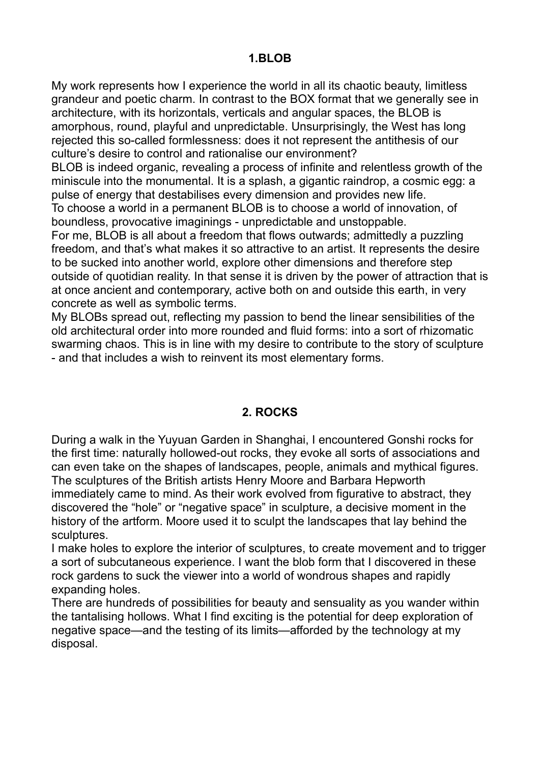## 1.BLOB

My work represents how I experience the world in all its chaotic beauty, limitless grandeur and poetic charm. In contrast to the BOX format that we generally see in architecture, with its horizontals, verticals and angular spaces, the BLOB is amorphous, round, playful and unpredictable. Unsurprisingly, the West has long rejected this so-called formlessness: does it not represent the antithesis of our culture's desire to control and rationalise our environment?

BLOB is indeed organic, revealing a process of infinite and relentless growth of the miniscule into the monumental. It is a splash, a gigantic raindrop, a cosmic egg: a pulse of energy that destabilises every dimension and provides new life.

To choose a world in a permanent BLOB is to choose a world of innovation, of boundless, provocative imaginings - unpredictable and unstoppable.

For me, BLOB is all about a freedom that flows outwards; admittedly a puzzling freedom, and that's what makes it so attractive to an artist. It represents the desire to be sucked into another world, explore other dimensions and therefore step outside of quotidian reality. In that sense it is driven by the power of attraction that is at once ancient and contemporary, active both on and outside this earth, in very concrete as well as symbolic terms.

My BLOBs spread out, reflecting my passion to bend the linear sensibilities of the old architectural order into more rounded and fluid forms: into a sort of rhizomatic swarming chaos. This is in line with my desire to contribute to the story of sculpture - and that includes a wish to reinvent its most elementary forms.

## 2. ROCKS

During a walk in the Yuyuan Garden in Shanghai, I encountered Gonshi rocks for the first time: naturally hollowed-out rocks, they evoke all sorts of associations and can even take on the shapes of landscapes, people, animals and mythical figures. The sculptures of the British artists Henry Moore and Barbara Hepworth immediately came to mind. As their work evolved from figurative to abstract, they discovered the "hole" or "negative space" in sculpture, a decisive moment in the history of the artform. Moore used it to sculpt the landscapes that lay behind the sculptures.

I make holes to explore the interior of sculptures, to create movement and to trigger a sort of subcutaneous experience. I want the blob form that I discovered in these rock gardens to suck the viewer into a world of wondrous shapes and rapidly expanding holes.

There are hundreds of possibilities for beauty and sensuality as you wander within the tantalising hollows. What I find exciting is the potential for deep exploration of negative space—and the testing of its limits—afforded by the technology at my disposal.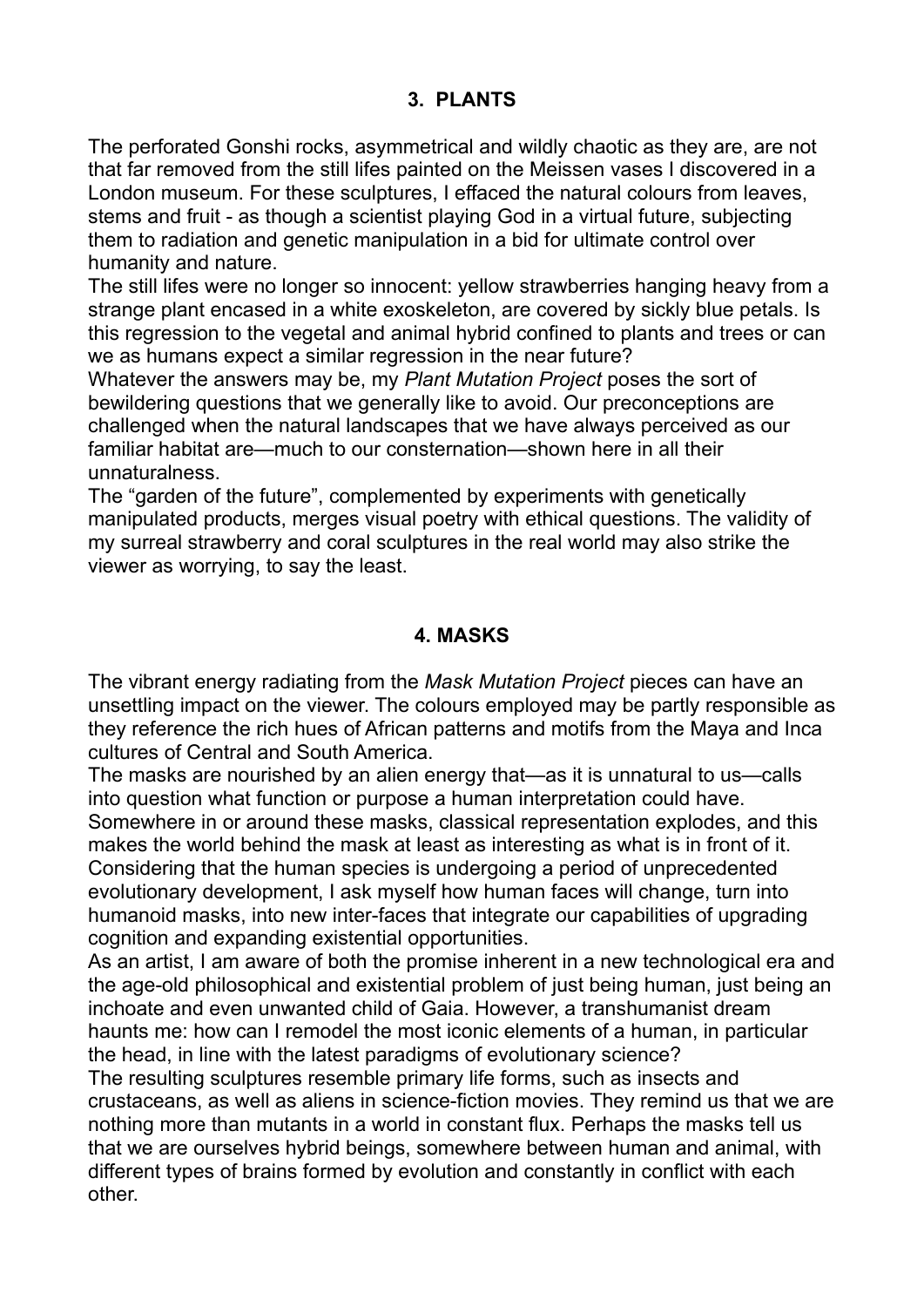## 3. PLANTS

The perforated Gonshi rocks, asymmetrical and wildly chaotic as they are, are not that far removed from the still lifes painted on the Meissen vases I discovered in a London museum. For these sculptures, I effaced the natural colours from leaves, stems and fruit - as though a scientist playing God in a virtual future, subjecting them to radiation and genetic manipulation in a bid for ultimate control over humanity and nature.

The still lifes were no longer so innocent: yellow strawberries hanging heavy from a strange plant encased in a white exoskeleton, are covered by sickly blue petals. Is this regression to the vegetal and animal hybrid confined to plants and trees or can we as humans expect a similar regression in the near future?

Whatever the answers may be, my *Plant Mutation Project* poses the sort of bewildering questions that we generally like to avoid. Our preconceptions are challenged when the natural landscapes that we have always perceived as our familiar habitat are—much to our consternation—shown here in all their unnaturalness.

The "garden of the future", complemented by experiments with genetically manipulated products, merges visual poetry with ethical questions. The validity of my surreal strawberry and coral sculptures in the real world may also strike the viewer as worrying, to say the least.

## 4. MASKS

The vibrant energy radiating from the *Mask Mutation Project* pieces can have an unsettling impact on the viewer. The colours employed may be partly responsible as they reference the rich hues of African patterns and motifs from the Maya and Inca cultures of Central and South America.

The masks are nourished by an alien energy that—as it is unnatural to us—calls into question what function or purpose a human interpretation could have. Somewhere in or around these masks, classical representation explodes, and this makes the world behind the mask at least as interesting as what is in front of it. Considering that the human species is undergoing a period of unprecedented evolutionary development, I ask myself how human faces will change, turn into humanoid masks, into new inter-faces that integrate our capabilities of upgrading cognition and expanding existential opportunities.

As an artist, I am aware of both the promise inherent in a new technological era and the age-old philosophical and existential problem of just being human, just being an inchoate and even unwanted child of Gaia. However, a transhumanist dream haunts me: how can I remodel the most iconic elements of a human, in particular the head, in line with the latest paradigms of evolutionary science?

The resulting sculptures resemble primary life forms, such as insects and crustaceans, as well as aliens in science-fiction movies. They remind us that we are nothing more than mutants in a world in constant flux. Perhaps the masks tell us that we are ourselves hybrid beings, somewhere between human and animal, with different types of brains formed by evolution and constantly in conflict with each other.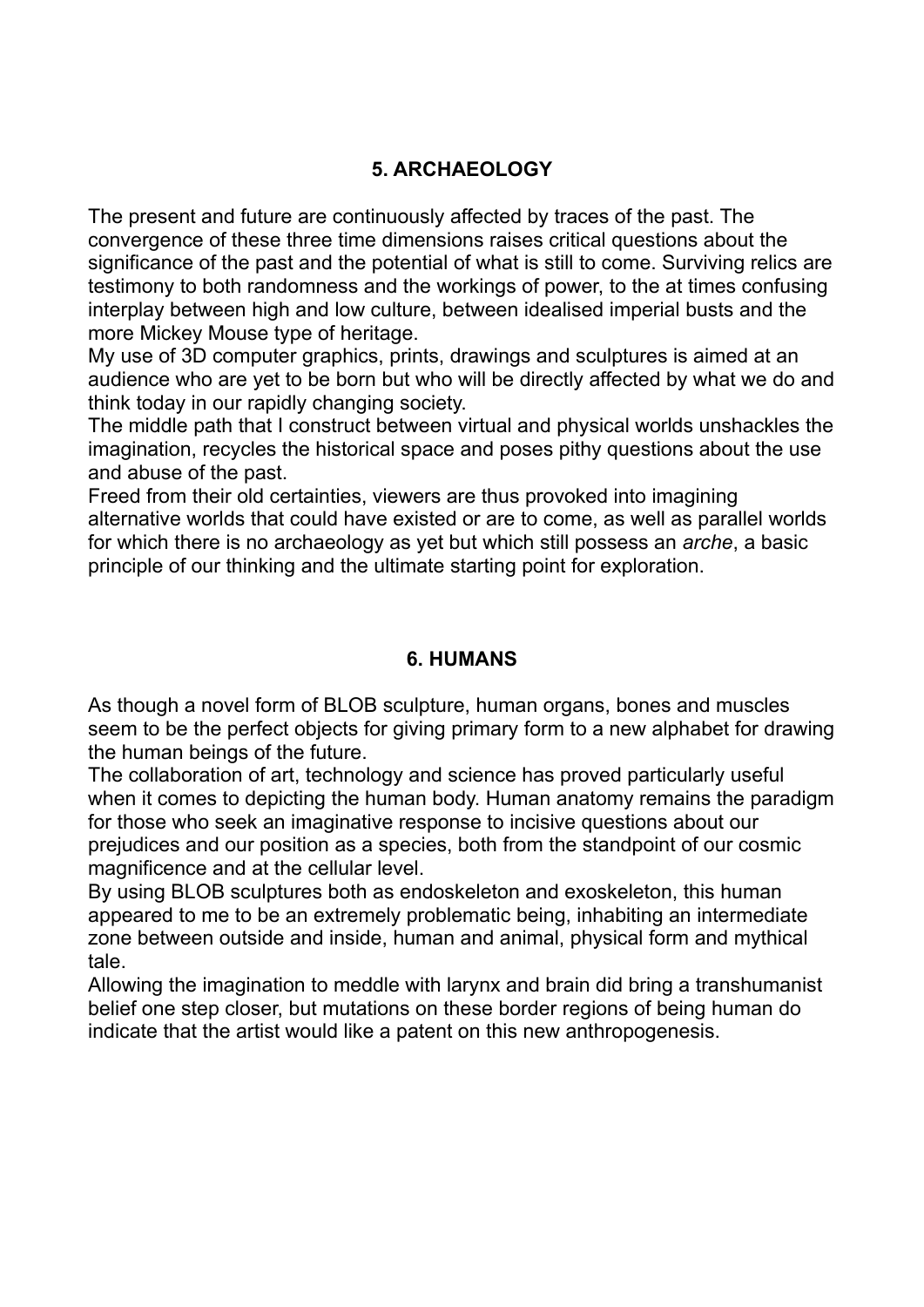## 5. ARCHAEOLOGY

The present and future are continuously affected by traces of the past. The convergence of these three time dimensions raises critical questions about the significance of the past and the potential of what is still to come. Surviving relics are testimony to both randomness and the workings of power, to the at times confusing interplay between high and low culture, between idealised imperial busts and the more Mickey Mouse type of heritage.

My use of 3D computer graphics, prints, drawings and sculptures is aimed at an audience who are yet to be born but who will be directly affected by what we do and think today in our rapidly changing society.

The middle path that I construct between virtual and physical worlds unshackles the imagination, recycles the historical space and poses pithy questions about the use and abuse of the past.

Freed from their old certainties, viewers are thus provoked into imagining alternative worlds that could have existed or are to come, as well as parallel worlds for which there is no archaeology as yet but which still possess an *arche*, a basic principle of our thinking and the ultimate starting point for exploration.

## 6. HUMANS

As though a novel form of BLOB sculpture, human organs, bones and muscles seem to be the perfect objects for giving primary form to a new alphabet for drawing the human beings of the future.

The collaboration of art, technology and science has proved particularly useful when it comes to depicting the human body. Human anatomy remains the paradigm for those who seek an imaginative response to incisive questions about our prejudices and our position as a species, both from the standpoint of our cosmic magnificence and at the cellular level.

By using BLOB sculptures both as endoskeleton and exoskeleton, this human appeared to me to be an extremely problematic being, inhabiting an intermediate zone between outside and inside, human and animal, physical form and mythical tale.

Allowing the imagination to meddle with larynx and brain did bring a transhumanist belief one step closer, but mutations on these border regions of being human do indicate that the artist would like a patent on this new anthropogenesis.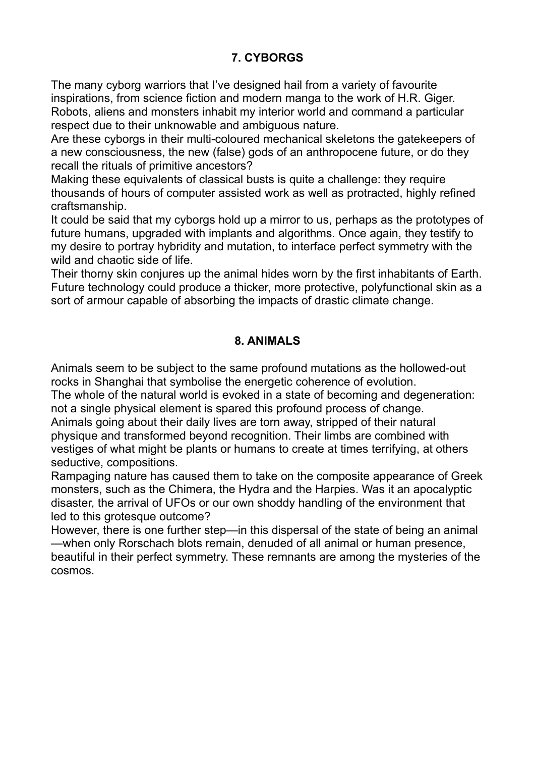## 7. CYBORGS

The many cyborg warriors that I've designed hail from a variety of favourite inspirations, from science fiction and modern manga to the work of H.R. Giger. Robots, aliens and monsters inhabit my interior world and command a particular respect due to their unknowable and ambiguous nature.

Are these cyborgs in their multi-coloured mechanical skeletons the gatekeepers of a new consciousness, the new (false) gods of an anthropocene future, or do they recall the rituals of primitive ancestors?

Making these equivalents of classical busts is quite a challenge: they require thousands of hours of computer assisted work as well as protracted, highly refined craftsmanship.

It could be said that my cyborgs hold up a mirror to us, perhaps as the prototypes of future humans, upgraded with implants and algorithms. Once again, they testify to my desire to portray hybridity and mutation, to interface perfect symmetry with the wild and chaotic side of life.

Their thorny skin conjures up the animal hides worn by the first inhabitants of Earth. Future technology could produce a thicker, more protective, polyfunctional skin as a sort of armour capable of absorbing the impacts of drastic climate change.

## 8. ANIMALS

Animals seem to be subject to the same profound mutations as the hollowed-out rocks in Shanghai that symbolise the energetic coherence of evolution.

The whole of the natural world is evoked in a state of becoming and degeneration: not a single physical element is spared this profound process of change.

Animals going about their daily lives are torn away, stripped of their natural physique and transformed beyond recognition. Their limbs are combined with vestiges of what might be plants or humans to create at times terrifying, at others seductive, compositions.

Rampaging nature has caused them to take on the composite appearance of Greek monsters, such as the Chimera, the Hydra and the Harpies. Was it an apocalyptic disaster, the arrival of UFOs or our own shoddy handling of the environment that led to this grotesque outcome?

However, there is one further step—in this dispersal of the state of being an animal—when only Rorschach blots remain, denuded of all animal or human presence, beautiful in their perfect symmetry. These remnants are among the mysteries of the cosmos.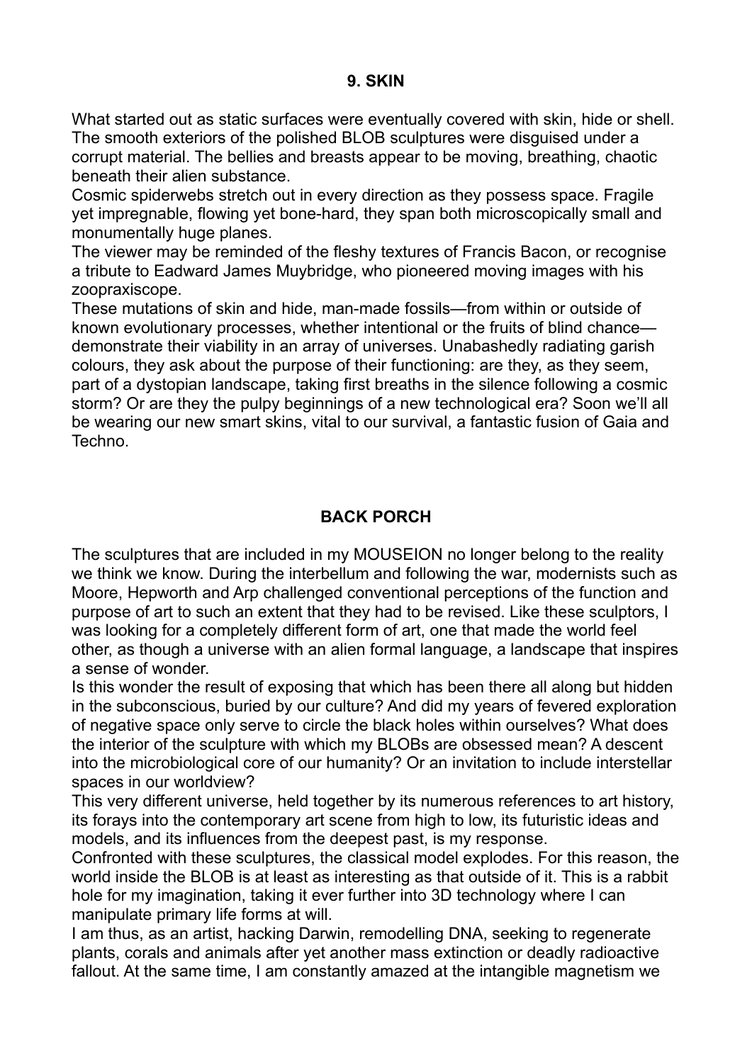## 9. SKIN

What started out as static surfaces were eventually covered with skin, hide or shell. The smooth exteriors of the polished BLOB sculptures were disguised under a corrupt material. The bellies and breasts appear to be moving, breathing, chaotic beneath their alien substance.

Cosmic spiderwebs stretch out in every direction as they possess space. Fragile yet impregnable, flowing yet bone-hard, they span both microscopically small and monumentally huge planes.

The viewer may be reminded of the fleshy textures of Francis Bacon, or recognise a tribute to Eadward James Muybridge, who pioneered moving images with his zoopraxiscope.

These mutations of skin and hide, man-made fossils—from within or outside of known evolutionary processes, whether intentional or the fruits of blind chance—demonstrate their viability in an array of universes. Unabashedly radiating garish colours, they ask about the purpose of their functioning: are they, as they seem, part of a dystopian landscape, taking first breaths in the silence following a cosmic storm? Or are they the pulpy beginnings of a new technological era? Soon we'll all be wearing our new smart skins, vital to our survival, a fantastic fusion of Gaia and Techno.

## BACK PORCH

The sculptures that are included in my MOUSEION no longer belong to the reality we think we know. During the interbellum and following the war, modernists such as Moore, Hepworth and Arp challenged conventional perceptions of the function and purpose of art to such an extent that they had to be revised. Like these sculptors, I was looking for a completely different form of art, one that made the world feel other, as though a universe with an alien formal language, a landscape that inspires a sense of wonder.

Is this wonder the result of exposing that which has been there all along but hidden in the subconscious, buried by our culture? And did my years of fevered exploration of negative space only serve to circle the black holes within ourselves? What does the interior of the sculpture with which my BLOBs are obsessed mean? A descent into the microbiological core of our humanity? Or an invitation to include interstellar spaces in our worldview?

This very different universe, held together by its numerous references to art history, its forays into the contemporary art scene from high to low, its futuristic ideas and models, and its influences from the deepest past, is my response.

Confronted with these sculptures, the classical model explodes. For this reason, the world inside the BLOB is at least as interesting as that outside of it. This is a rabbit hole for my imagination, taking it ever further into 3D technology where I can manipulate primary life forms at will.

I am thus, as an artist, hacking Darwin, remodelling DNA, seeking to regenerate plants, corals and animals after yet another mass extinction or deadly radioactive fallout. At the same time, I am constantly amazed at the intangible magnetism we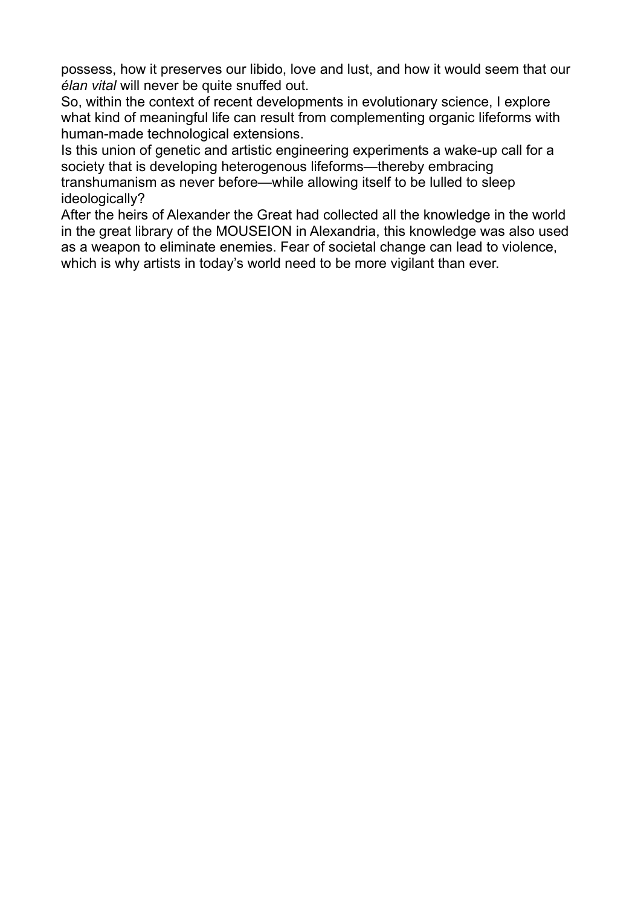possess, how it preserves our libido, love and lust, and how it would seem that our *élan vital* will never be quite snuffed out.

So, within the context of recent developments in evolutionary science, I explore what kind of meaningful life can result from complementing organic lifeforms with human-made technological extensions.

Is this union of genetic and artistic engineering experiments a wake-up call for a society that is developing heterogenous lifeforms—thereby embracing transhumanism as never before—while allowing itself to be lulled to sleep ideologically?

After the heirs of Alexander the Great had collected all the knowledge in the world in the great library of the MOUSEION in Alexandria, this knowledge was also used as a weapon to eliminate enemies. Fear of societal change can lead to violence, which is why artists in today's world need to be more vigilant than ever.